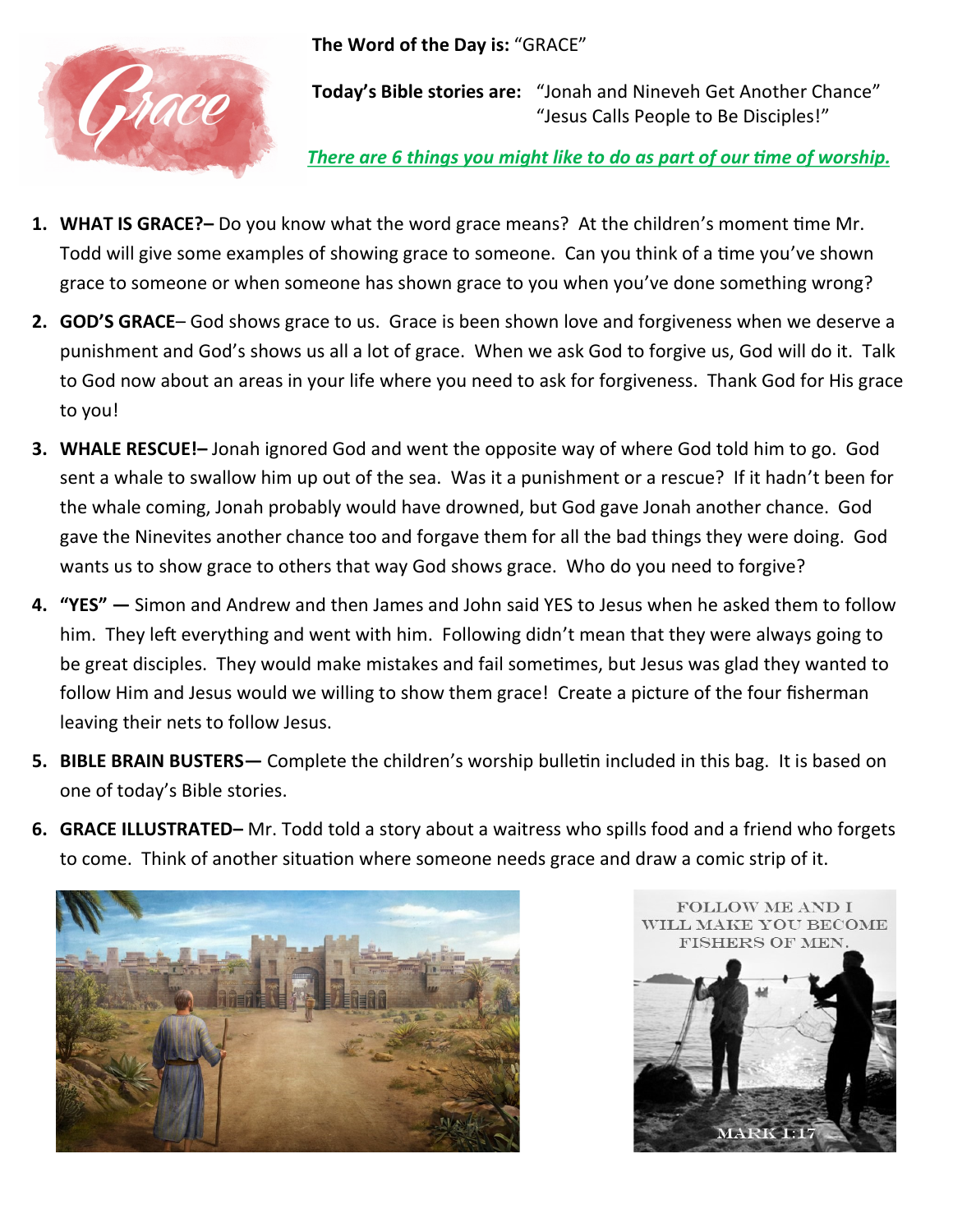**The Word of the Day is:** "GRACE"

**Today's Bible stories are:** "Jonah and Nineveh Get Another Chance"
"Jesus Calls People to Be Disciples!"

***There are 6 things you might like to do as part of our time of worship.***

1. **WHAT IS GRACE?–** Do you know what the word grace means? At the children's moment time Mr. Todd will give some examples of showing grace to someone. Can you think of a time you've shown grace to someone or when someone has shown grace to you when you've done something wrong?
2. **GOD'S GRACE**– God shows grace to us. Grace is been shown love and forgiveness when we deserve a punishment and God's shows us all a lot of grace. When we ask God to forgive us, God will do it. Talk to God now about an areas in your life where you need to ask for forgiveness. Thank God for His grace to you!
3. **WHALE RESCUE!–** Jonah ignored God and went the opposite way of where God told him to go. God sent a whale to swallow him up out of the sea. Was it a punishment or a rescue? If it hadn't been for the whale coming, Jonah probably would have drowned, but God gave Jonah another chance. God gave the Ninevites another chance too and forgave them for all the bad things they were doing. God wants us to show grace to others that way God shows grace. Who do you need to forgive?
4. **"YES" —** Simon and Andrew and then James and John said YES to Jesus when he asked them to follow him. They left everything and went with him. Following didn't mean that they were always going to be great disciples. They would make mistakes and fail sometimes, but Jesus was glad they wanted to follow Him and Jesus would we willing to show them grace! Create a picture of the four fisherman leaving their nets to follow Jesus.
5. **BIBLE BRAIN BUSTERS—** Complete the children's worship bulletin included in this bag. It is based on one of today's Bible stories.
6. **GRACE ILLUSTRATED–** Mr. Todd told a story about a waitress who spills food and a friend who forgets to come. Think of another situation where someone needs grace and draw a comic strip of it.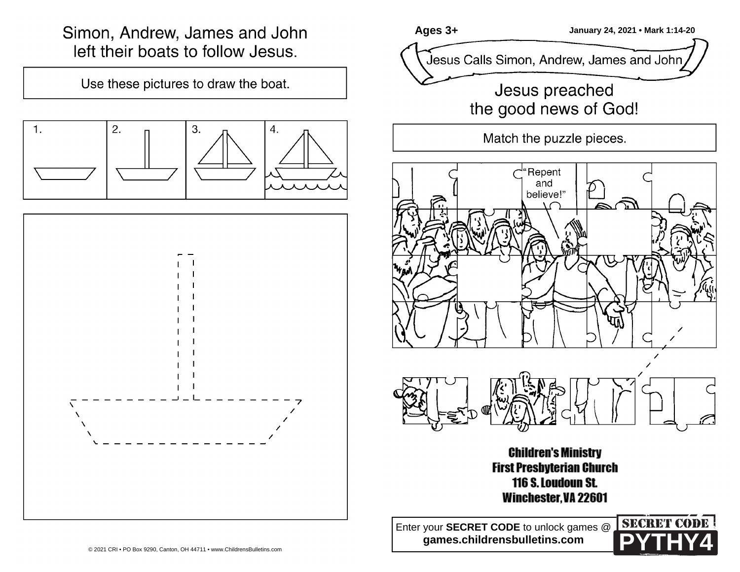# Simon, Andrew, James and John left their boats to follow Jesus.

Use these pictures to draw the boat.

| 1. | 2. | 3. | 4. |
|---|---|---|---|

Ages 3+

January 24, 2021 • Mark 1:14-20

## Jesus Calls Simon, Andrew, James and John

### Jesus preached the good news of God!

Match the puzzle pieces.

"Repent and believe!"

**Children's Ministry**
**First Presbyterian Church**
**116 S. Loudoun St.**
**Winchester, VA 22601**

Enter your **SECRET CODE** to unlock games @ **games.childrensbulletins.com**

SECRET CODE
PYTHY4

© 2021 CRI • PO Box 9290, Canton, OH 44711 • www.ChildrensBulletins.com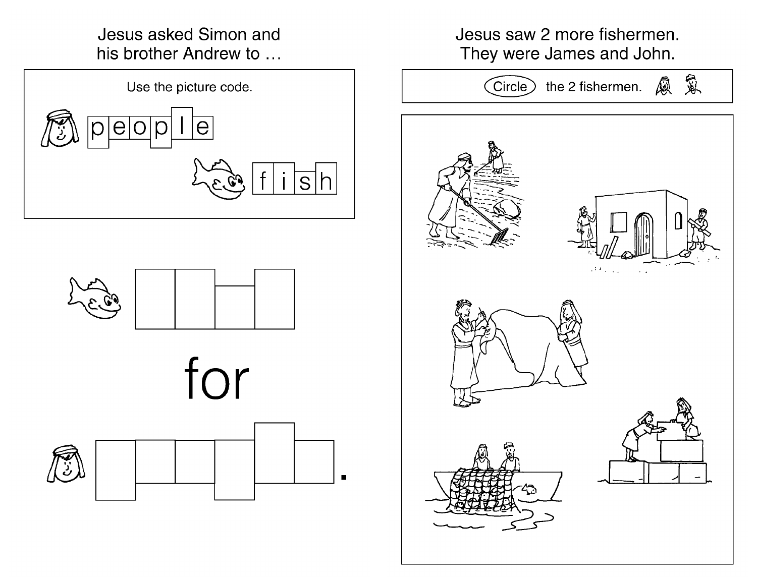Jesus asked Simon and his brother Andrew to …

Use the picture code.

people

fish

for

.

Jesus saw 2 more fishermen. They were James and John.

Circle the 2 fishermen.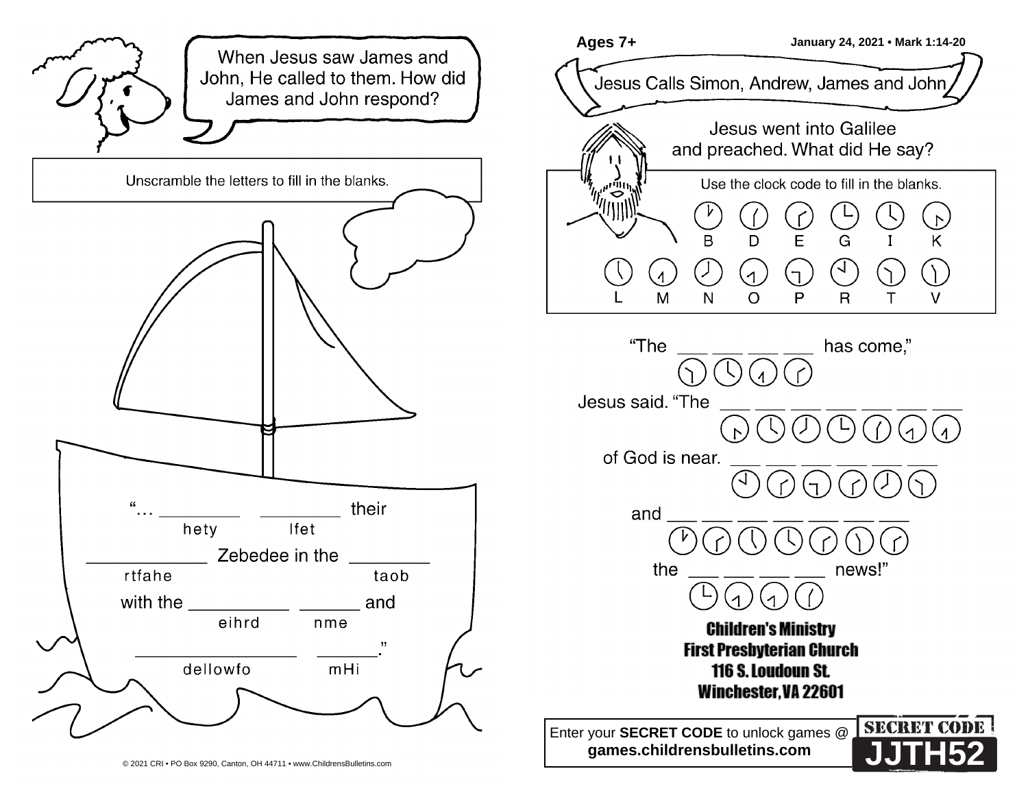When Jesus saw James and John, He called to them. How did James and John respond?

Unscramble the letters to fill in the blanks.

"... ________ (hety) ________ (lfet) their ____________ (rtfahe) Zebedee in the ________ (taob) with the __________ (eihrd) ______ (nme) and ________________ (dellowfo) ______ (mHi)."

© 2021 CRI • PO Box 9290, Canton, OH 44711 • www.ChildrensBulletins.com

Ages 7+

January 24, 2021 • Mark 1:14-20

## Jesus Calls Simon, Andrew, James and John

Jesus went into Galilee and preached. What did He say?

Use the clock code to fill in the blanks.

| B | D | E | G | I | K |
|---|---|---|---|---|---|

| L | M | N | O | P | R | T | V |
|---|---|---|---|---|---|---|---|

"The ___ ___ ___ ___ has come,"

Jesus said. "The ___ ___ ___ ___ ___ ___ ___

of God is near. ___ ___ ___ ___ ___ ___

and ___ ___ ___ ___ ___ ___ ___

the ___ ___ ___ ___ news!"

**Children's Ministry**
**First Presbyterian Church**
**116 S. Loudoun St.**
**Winchester, VA 22601**

Enter your **SECRET CODE** to unlock games @ **games.childrensbulletins.com**

**SECRET CODE**
**JJTH52**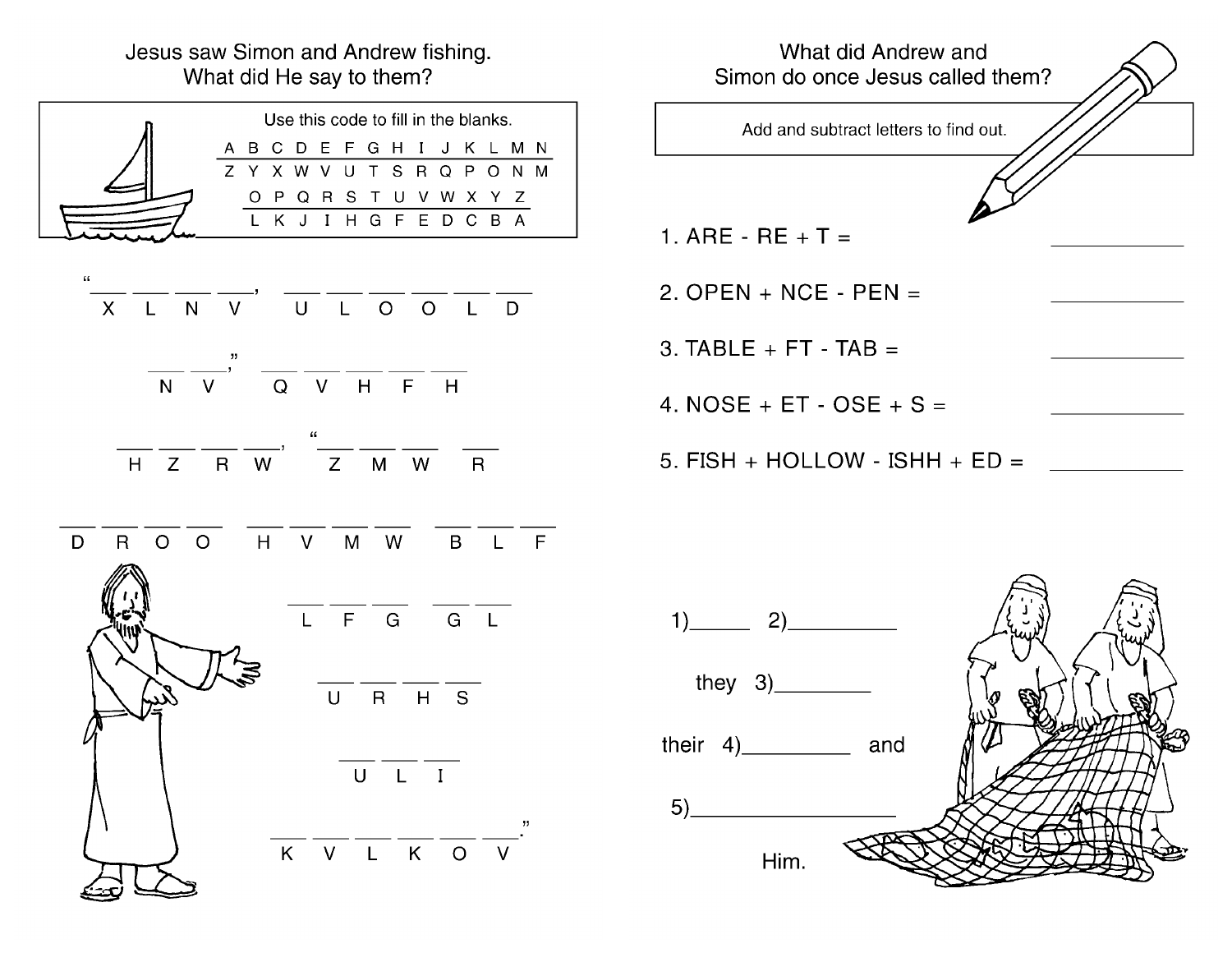Jesus saw Simon and Andrew fishing.
What did He say to them?

Use this code to fill in the blanks.

| A | B | C | D | E | F | G | H | I | J | K | L | M | N |
|---|---|---|---|---|---|---|---|---|---|---|---|---|---|
| Z | Y | X | W | V | U | T | S | R | Q | P | O | N | M |

| O | P | Q | R | S | T | U | V | W | X | Y | Z |
|---|---|---|---|---|---|---|---|---|---|---|---|
| L | K | J | I | H | G | F | E | D | C | B | A |

"\_\_\_ \_\_\_ \_\_\_ \_\_\_, \_\_\_ \_\_\_ \_\_\_ \_\_\_ \_\_\_ \_\_\_
X L N V U L O O L D

\_\_\_ \_\_\_," \_\_\_ \_\_\_ \_\_\_ \_\_\_ \_\_\_
N V Q V H F H

\_\_\_ \_\_\_ \_\_\_ \_\_\_, "\_\_\_ \_\_\_ \_\_\_ \_\_\_
H Z R W Z M W R

\_\_\_ \_\_\_ \_\_\_ \_\_\_ \_\_\_ \_\_\_ \_\_\_ \_\_\_ \_\_\_ \_\_\_ \_\_\_
D R O O H V M W B L F

\_\_\_ \_\_\_ \_\_\_ \_\_\_ \_\_\_
L F G G L

\_\_\_ \_\_\_ \_\_\_ \_\_\_
U R H S

\_\_\_ \_\_\_ \_\_\_
U L I

\_\_\_ \_\_\_ \_\_\_ \_\_\_ \_\_\_ \_\_\_."
K V L K O V

What did Andrew and
Simon do once Jesus called them?

Add and subtract letters to find out.

1. ARE - RE + T = \_\_\_\_\_\_\_\_\_\_

2. OPEN + NCE - PEN = \_\_\_\_\_\_\_\_\_\_

3. TABLE + FT - TAB = \_\_\_\_\_\_\_\_\_\_

4. NOSE + ET - OSE + S = \_\_\_\_\_\_\_\_\_\_

5. FISH + HOLLOW - ISHH + ED = \_\_\_\_\_\_\_\_\_\_

1)\_\_\_\_\_ 2)\_\_\_\_\_\_\_\_\_

they 3)\_\_\_\_\_\_\_\_

their 4)\_\_\_\_\_\_\_\_\_ and

5)\_\_\_\_\_\_\_\_\_\_\_\_\_\_\_\_\_

Him.